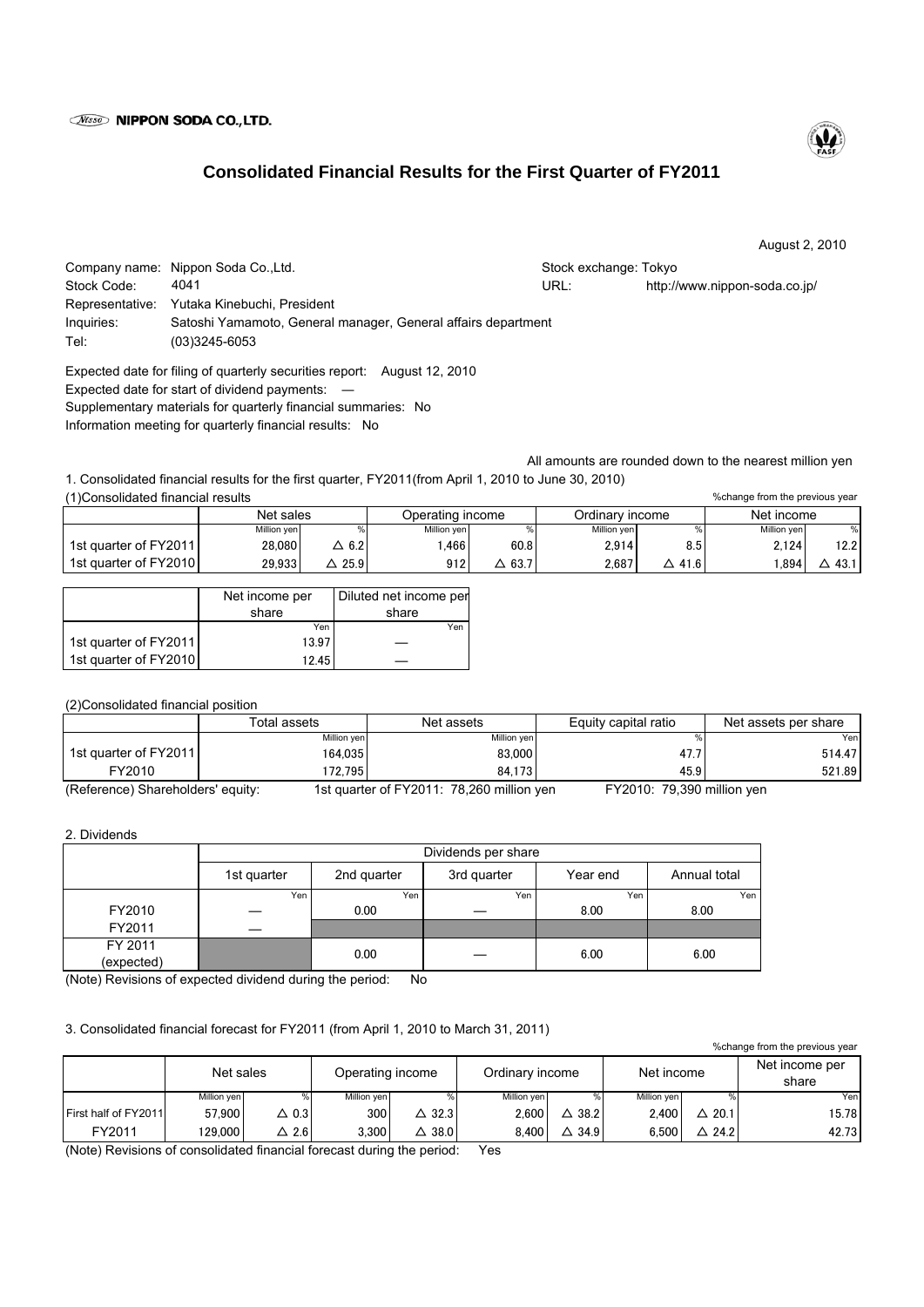NIPPON SODA CO., LTD.

# Consolidated Financial Results for the First Quarter of FY2011

August 2, 2010

Company name: Nippon Soda Co.,Ltd.
Stock exchange: Tokyo
Stock Code: 4041
URL: http://www.nippon-soda.co.jp/
Representative: Yutaka Kinebuchi, President
Inquiries: Satoshi Yamamoto, General manager, General affairs department
Tel: (03)3245-6053

Expected date for filing of quarterly securities report: August 12, 2010
Expected date for start of dividend payments: —
Supplementary materials for quarterly financial summaries: No
Information meeting for quarterly financial results: No

All amounts are rounded down to the nearest million yen

1. Consolidated financial results for the first quarter, FY2011(from April 1, 2010 to June 30, 2010)

(1)Consolidated financial results

%change from the previous year

| | Net sales | | Operating income | | Ordinary income | | Net income | |
|---|---|---|---|---|---|---|---|---|
| | Million yen | % | Million yen | % | Million yen | % | Million yen | % |
| 1st quarter of FY2011 | 28,080 | △ 6.2 | 1,466 | 60.8 | 2,914 | 8.5 | 2,124 | 12.2 |
| 1st quarter of FY2010 | 29,933 | △ 25.9 | 912 | △ 63.7 | 2,687 | △ 41.6 | 1,894 | △ 43.1 |

| | Net income per share | Diluted net income per share |
|---|---|---|
| | Yen | Yen |
| 1st quarter of FY2011 | 13.97 | — |
| 1st quarter of FY2010 | 12.45 | — |

(2)Consolidated financial position

| | Total assets | Net assets | Equity capital ratio | Net assets per share |
|---|---|---|---|---|
| | Million yen | Million yen | % | Yen |
| 1st quarter of FY2011 | 164,035 | 83,000 | 47.7 | 514.47 |
| FY2010 | 172,795 | 84,173 | 45.9 | 521.89 |

(Reference) Shareholders' equity: 1st quarter of FY2011: 78,260 million yen FY2010: 79,390 million yen

2. Dividends

| | Dividends per share | | | | |
|---|---|---|---|---|---|
| | 1st quarter | 2nd quarter | 3rd quarter | Year end | Annual total |
| | Yen | Yen | Yen | Yen | Yen |
| FY2010 | — | 0.00 | — | 8.00 | 8.00 |
| FY2011 | — | | | | |
| FY 2011 (expected) | | 0.00 | — | 6.00 | 6.00 |

(Note) Revisions of expected dividend during the period: No

3. Consolidated financial forecast for FY2011 (from April 1, 2010 to March 31, 2011)

%change from the previous year

| | Net sales | | Operating income | | Ordinary income | | Net income | | Net income per share |
|---|---|---|---|---|---|---|---|---|---|
| | Million yen | % | Million yen | % | Million yen | % | Million yen | % | Yen |
| First half of FY2011 | 57,900 | △ 0.3 | 300 | △ 32.3 | 2,600 | △ 38.2 | 2,400 | △ 20.1 | 15.78 |
| FY2011 | 129,000 | △ 2.6 | 3,300 | △ 38.0 | 8,400 | △ 34.9 | 6,500 | △ 24.2 | 42.73 |

(Note) Revisions of consolidated financial forecast during the period: Yes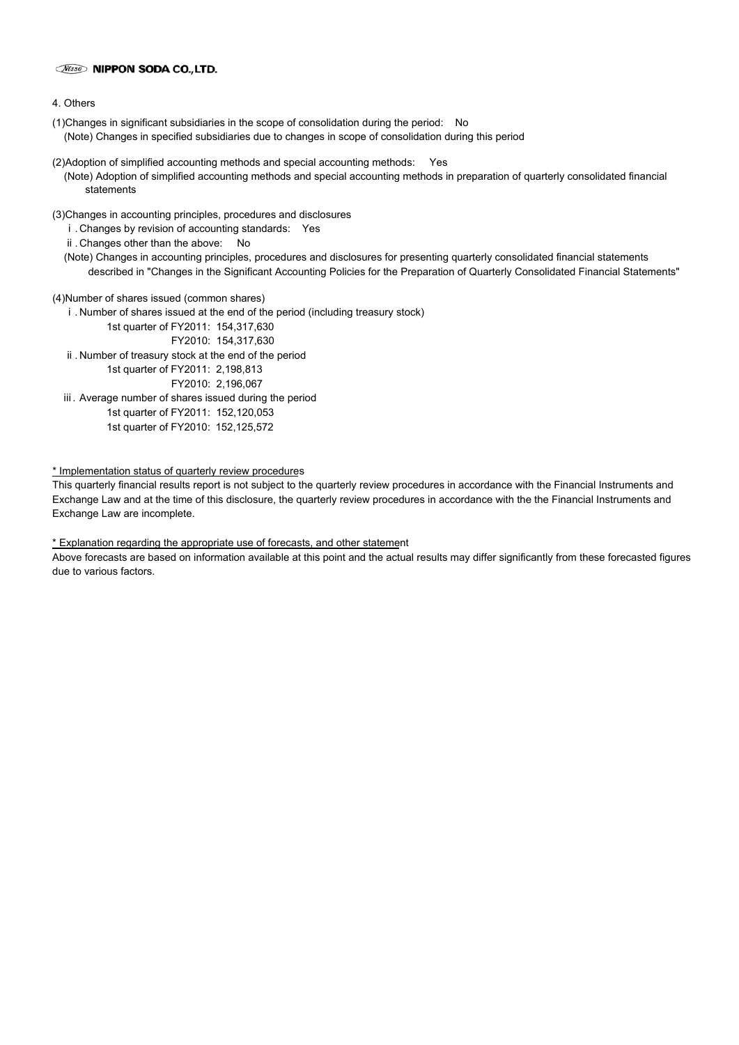4. Others

(1)Changes in significant subsidiaries in the scope of consolidation during the period: No
(Note) Changes in specified subsidiaries due to changes in scope of consolidation during this period

(2)Adoption of simplified accounting methods and special accounting methods: Yes
(Note) Adoption of simplified accounting methods and special accounting methods in preparation of quarterly consolidated financial statements

(3)Changes in accounting principles, procedures and disclosures
ⅰ. Changes by revision of accounting standards: Yes
ⅱ. Changes other than the above: No
(Note) Changes in accounting principles, procedures and disclosures for presenting quarterly consolidated financial statements described in "Changes in the Significant Accounting Policies for the Preparation of Quarterly Consolidated Financial Statements"

(4)Number of shares issued (common shares)
ⅰ. Number of shares issued at the end of the period (including treasury stock)
1st quarter of FY2011: 154,317,630
FY2010: 154,317,630
ⅱ. Number of treasury stock at the end of the period
1st quarter of FY2011: 2,198,813
FY2010: 2,196,067
ⅲ. Average number of shares issued during the period
1st quarter of FY2011: 152,120,053
1st quarter of FY2010: 152,125,572

* Implementation status of quarterly review procedures

This quarterly financial results report is not subject to the quarterly review procedures in accordance with the Financial Instruments and Exchange Law and at the time of this disclosure, the quarterly review procedures in accordance with the the Financial Instruments and Exchange Law are incomplete.

* Explanation regarding the appropriate use of forecasts, and other statement

Above forecasts are based on information available at this point and the actual results may differ significantly from these forecasted figures due to various factors.